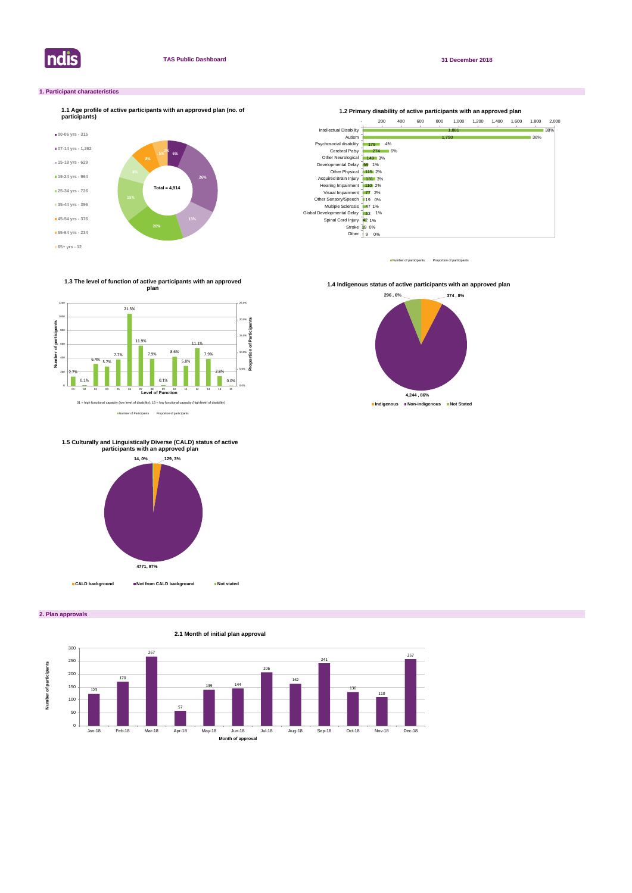**TAS Public Dashboard** — **31 December 2018**

## 1. Participant characteristics

### 1.1 Age profile of active participants with an approved plan (no. of participants)

| Age group | Number |
|---|---|
| 00-06 yrs | 315 |
| 07-14 yrs | 1,262 |
| 15-18 yrs | 629 |
| 19-24 yrs | 964 |
| 25-34 yrs | 726 |
| 35-44 yrs | 396 |
| 45-54 yrs | 376 |
| 55-64 yrs | 234 |
| 65+ yrs | 12 |

Total = 4,914

### 1.2 Primary disability of active participants with an approved plan

| Primary disability | Number of participants | Proportion of participants |
|---|---|---|
| Intellectual Disability | 1,881 | 38% |
| Autism | 1,750 | 36% |
| Psychosocial disability | 179 | 4% |
| Cerebral Palsy | 274 | 6% |
| Other Neurological | 149 | 3% |
| Developmental Delay | 59 | 1% |
| Other Physical | 115 | 2% |
| Acquired Brain Injury | 131 | 3% |
| Hearing Impairment | 110 | 2% |
| Visual Impairment | 77 | 2% |
| Other Sensory/Speech | 19 | 0% |
| Multiple Sclerosis | 47 | 1% |
| Global Developmental Delay | 53 | 1% |
| Spinal Cord Injury | 42 | 1% |
| Stroke | 19 | 0% |
| Other | 9 | 0% |

### 1.3 The level of function of active participants with an approved plan

| Level of Function | Proportion of participants |
|---|---|
| 01 | 2.7% |
| 02 | 0.1% |
| 03 | 6.4% |
| 04 | 5.7% |
| 05 | 7.7% |
| 06 | 21.3% |
| 07 | 11.9% |
| 08 | 7.9% |
| 09 | 0.1% |
| 10 | 8.6% |
| 11 | 5.8% |
| 12 | 11.1% |
| 13 | 7.9% |
| 14 | 2.8% |
| 15 | 0.0% |

01 = high functional capacity (low level of disability); 15 = low functional capacity (high level of disability)

### 1.4 Indigenous status of active participants with an approved plan

| Status | Number | Proportion |
|---|---|---|
| Indigenous | 374 | 8% |
| Non-indigenous | 4,244 | 86% |
| Not Stated | 296 | 6% |

### 1.5 Culturally and Linguistically Diverse (CALD) status of active participants with an approved plan

| Status | Number | Proportion |
|---|---|---|
| CALD background | 129 | 3% |
| Not from CALD background | 4771 | 97% |
| Not stated | 14 | 0% |

## 2. Plan approvals

### 2.1 Month of initial plan approval

| Month of approval | Number of participants |
|---|---|
| Jan-18 | 123 |
| Feb-18 | 170 |
| Mar-18 | 267 |
| Apr-18 | 57 |
| May-18 | 139 |
| Jun-18 | 144 |
| Jul-18 | 206 |
| Aug-18 | 162 |
| Sep-18 | 241 |
| Oct-18 | 130 |
| Nov-18 | 110 |
| Dec-18 | 257 |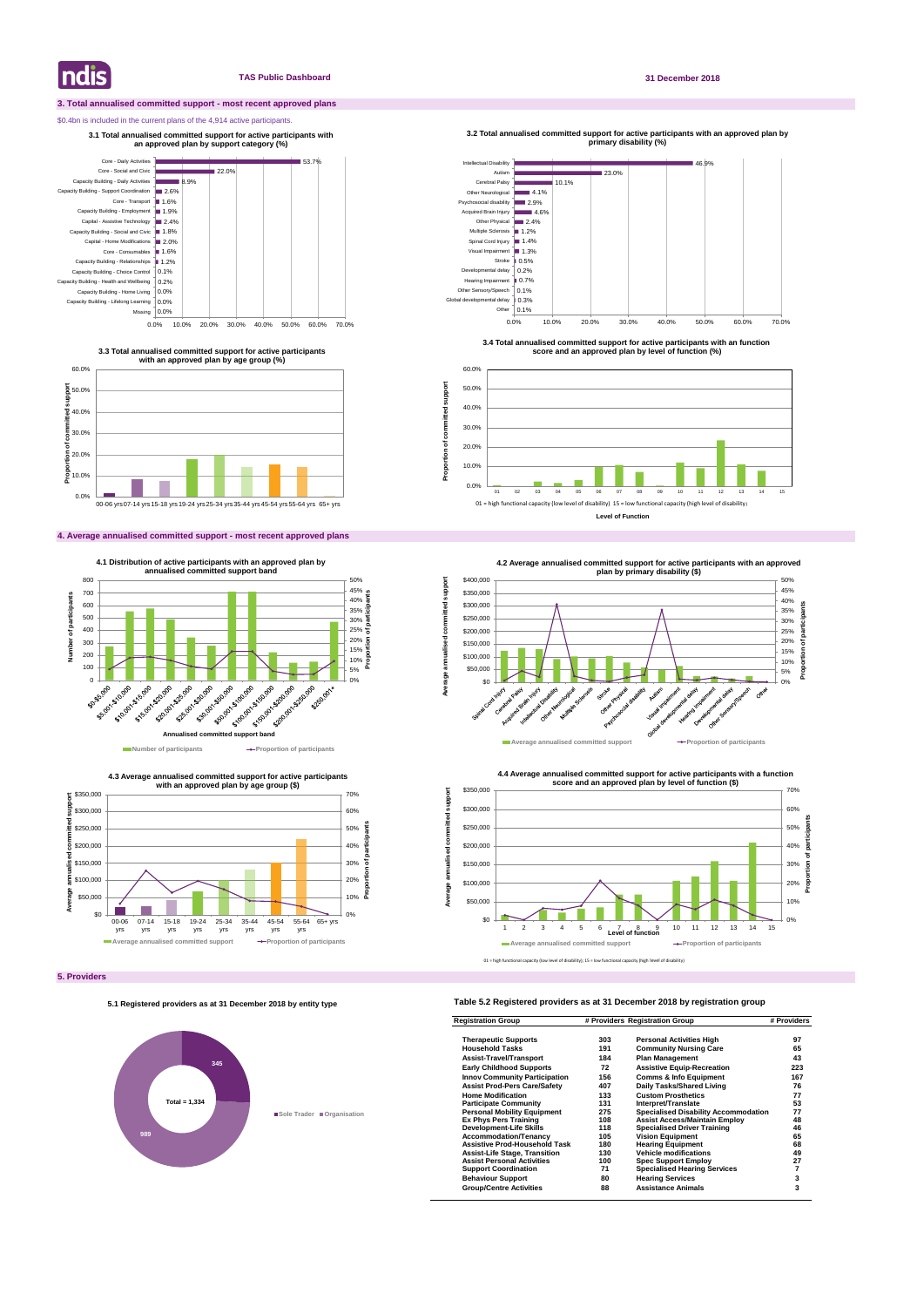## 3. Total annualised committed support - most recent approved plans

$0.4bn is included in the current plans of the 4,914 active participants.

### 3.1 Total annualised committed support for active participants with an approved plan by support category (%)

| Support category | % |
|---|---|
| Core - Daily Activities | 53.7% |
| Core - Social and Civic | 22.0% |
| Capacity Building - Daily Activities | 8.9% |
| Capacity Building - Support Coordination | 2.6% |
| Core - Transport | 1.6% |
| Capacity Building - Employment | 1.9% |
| Capital - Assistive Technology | 2.4% |
| Capacity Building - Social and Civic | 1.8% |
| Capital - Home Modifications | 2.0% |
| Core - Consumables | 1.6% |
| Capacity Building - Relationships | 1.2% |
| Capacity Building - Choice Control | 0.1% |
| Capacity Building - Health and Wellbeing | 0.2% |
| Capacity Building - Home Living | 0.0% |
| Capacity Building - Lifelong Learning | 0.0% |
| Missing | 0.0% |

### 3.2 Total annualised committed support for active participants with an approved plan by primary disability (%)

| Primary disability | % |
|---|---|
| Intellectual Disability | 46.9% |
| Autism | 23.0% |
| Cerebral Palsy | 10.1% |
| Other Neurological | 4.1% |
| Psychosocial disability | 2.9% |
| Acquired Brain Injury | 4.6% |
| Other Physical | 2.4% |
| Multiple Sclerosis | 1.2% |
| Spinal Cord Injury | 1.4% |
| Visual Impairment | 1.3% |
| Stroke | 0.5% |
| Developmental delay | 0.2% |
| Hearing Impairment | 0.7% |
| Other Sensory/Speech | 0.1% |
| Global developmental delay | 0.3% |
| Other | 0.1% |

### 3.3 Total annualised committed support for active participants with an approved plan by age group (%)

Age groups: 00-06 yrs, 07-14 yrs, 15-18 yrs, 19-24 yrs, 25-34 yrs, 35-44 yrs, 45-54 yrs, 55-64 yrs, 65+ yrs

### 3.4 Total annualised committed support for active participants with an function score and an approved plan by level of function (%)

Level of Function: 01 = high functional capacity (low level of disability) 15 = low functional capacity (high level of disability)

## 4. Average annualised committed support - most recent approved plans

### 4.1 Distribution of active participants with an approved plan by annualised committed support band

Annualised committed support bands: $0-$5,000; $5,001-$10,000; $10,001-$15,000; $15,001-$20,000; $20,001-$25,000; $25,001-$30,000; $30,001-$50,000; $50,001-$100,000; $100,001-$150,000; $150,001-$200,000; $200,001-$250,000; $250,001+

Number of participants / Proportion of participants

### 4.2 Average annualised committed support for active participants with an approved plan by primary disability ($)

Primary disability: Spinal Cord Injury, Cerebral Palsy, Acquired Brain Injury, Intellectual Disability, Other Neurological, Multiple Sclerosis, Stroke, Other Physical, Psychosocial disability, Autism, Visual Impairment, Global developmental delay, Hearing Impairment, Developmental delay, Other Sensory/Speech, Other

Average annualised committed support / Proportion of participants

### 4.3 Average annualised committed support for active participants with an approved plan by age group ($)

Age groups: 00-06 yrs, 07-14 yrs, 15-18 yrs, 19-24 yrs, 25-34 yrs, 35-44 yrs, 45-54 yrs, 55-64 yrs, 65+ yrs

Average annualised committed support / Proportion of participants

### 4.4 Average annualised committed support for active participants with a function score and an approved plan by level of function ($)

Level of function: 1–15

Average annualised committed support / Proportion of participants

01 = high functional capacity (low level of disability); 15 = low functional capacity (high level of disability)

## 5. Providers

### 5.1 Registered providers as at 31 December 2018 by entity type

| Entity type | Number |
|---|---|
| Sole Trader | 345 |
| Organisation | 989 |
| Total | 1,334 |

### Table 5.2 Registered providers as at 31 December 2018 by registration group

| Registration Group | # Providers | Registration Group | # Providers |
|---|---|---|---|
| Therapeutic Supports | 303 | Personal Activities High | 97 |
| Household Tasks | 191 | Community Nursing Care | 65 |
| Assist-Travel/Transport | 184 | Plan Management | 43 |
| Early Childhood Supports | 72 | Assistive Equip-Recreation | 223 |
| Innov Community Participation | 156 | Comms & Info Equipment | 167 |
| Assist Prod-Pers Care/Safety | 407 | Daily Tasks/Shared Living | 76 |
| Home Modification | 133 | Custom Prosthetics | 77 |
| Participate Community | 131 | Interpret/Translate | 53 |
| Personal Mobility Equipment | 275 | Specialised Disability Accommodation | 77 |
| Ex Phys Pers Training | 108 | Assist Access/Maintain Employ | 48 |
| Development-Life Skills | 118 | Specialised Driver Training | 46 |
| Accommodation/Tenancy | 105 | Vision Equipment | 65 |
| Assistive Prod-Household Task | 180 | Hearing Equipment | 68 |
| Assist-Life Stage, Transition | 130 | Vehicle modifications | 49 |
| Assist Personal Activities | 100 | Spec Support Employ | 27 |
| Support Coordination | 71 | Specialised Hearing Services | 7 |
| Behaviour Support | 80 | Hearing Services | 3 |
| Group/Centre Activities | 88 | Assistance Animals | 3 |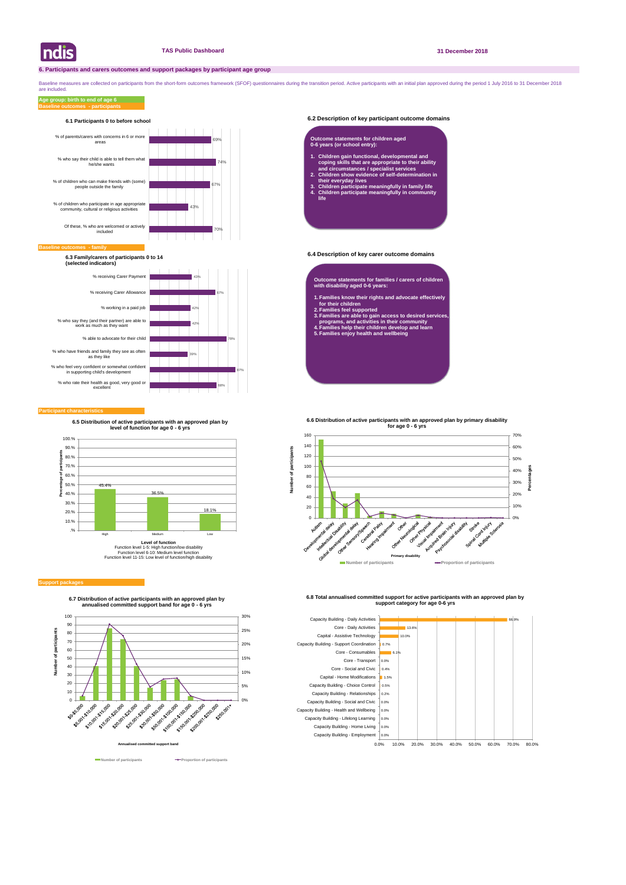## 6. Participants and carers outcomes and support packages by participant age group

Baseline measures are collected on participants from the short-form outcomes framework (SFOF) questionnaires during the transition period. Active participants with an initial plan approved during the period 1 July 2016 to 31 December 2018 are included.

**Age group: birth to end of age 6**

**Baseline outcomes - participants**

### 6.1 Participants 0 to before school

| Indicator | % |
| --- | --- |
| % of parents/carers with concerns in 6 or more areas | 69% |
| % who say their child is able to tell them what he/she wants | 74% |
| % of children who can make friends with (some) people outside the family | 67% |
| % of children who participate in age appropriate community, cultural or religious activities | 43% |
| Of these, % who are welcomed or actively included | 70% |

### 6.2 Description of key participant outcome domains

**Outcome statements for children aged 0-6 years (or school entry):**

1. Children gain functional, developmental and coping skills that are appropriate to their ability and circumstances / specialist services
2. Children show evidence of self-determination in their everyday lives
3. Children participate meaningfully in family life
4. Children participate meaningfully in community life

**Baseline outcomes - family**

### 6.3 Family/carers of participants 0 to 14 (selected indicators)

| Indicator | % |
| --- | --- |
| % receiving Carer Payment | 43% |
| % receiving Carer Allowance | 67% |
| % working in a paid job | 42% |
| % who say they (and their partner) are able to work as much as they want | 42% |
| % able to advocate for their child | 78% |
| % who have friends and family they see as often as they like | 39% |
| % who feel very confident or somewhat confident in supporting child's development | 87% |
| % who rate their health as good, very good or excellent | 68% |

### 6.4 Description of key carer outcome domains

**Outcome statements for families / carers of children with disability aged 0-6 years:**

1. Families know their rights and advocate effectively for their children
2. Families feel supported
3. Families are able to gain access to desired services, programs, and activities in their community
4. Families help their children develop and learn
5. Families enjoy health and wellbeing

**Participant characteristics**

### 6.5 Distribution of active participants with an approved plan by level of function for age 0 - 6 yrs

| Level of function | Percentage of participants |
| --- | --- |
| High | 45.4% |
| Medium | 36.5% |
| Low | 18.1% |

Level of function
Function level 1-5: High function/low disability
Function level 6-10: Medium level function
Function level 11-15: Low level of function/high disability

### 6.6 Distribution of active participants with an approved plan by primary disability for age 0 - 6 yrs

Primary disability: Autism, Developmental delay, Intellectual Disability, Global developmental delay, Other Sensory/Speech, Cerebral Palsy, Hearing Impairment, Other, Other Neurological, Other Physical, Visual Impairment, Acquired Brain Injury, Psychosocial disability, Stroke, Spinal Cord Injury, Multiple Sclerosis

Legend: Number of participants; Proportion of participants

**Support packages**

### 6.7 Distribution of active participants with an approved plan by annualised committed support band for age 0 - 6 yrs

Annualised committed support band: $0-$5,000; $5,001-$10,000; $10,001-$15,000; $15,001-$20,000; $20,001-$25,000; $25,001-$30,000; $30,001-$50,000; $50,001-$100,000; $100,001-$150,000; $150,001-$200,000; $200,001-$250,000; $250,001+

Legend: Number of participants; Proportion of participants

### 6.8 Total annualised committed support for active participants with an approved plan by support category for age 0-6 yrs

| Support category | % |
| --- | --- |
| Capacity Building - Daily Activities | 66.9% |
| Core - Daily Activities | 13.6% |
| Capital - Assistive Technology | 10.0% |
| Capacity Building - Support Coordination | 0.7% |
| Core - Consumables | 6.1% |
| Core - Transport | 0.0% |
| Core - Social and Civic | 0.4% |
| Capital - Home Modifications | 1.5% |
| Capacity Building - Choice Control | 0.5% |
| Capacity Building - Relationships | 0.2% |
| Capacity Building - Social and Civic | 0.0% |
| Capacity Building - Health and Wellbeing | 0.0% |
| Capacity Building - Lifelong Learning | 0.0% |
| Capacity Building - Home Living | 0.0% |
| Capacity Building - Employment | 0.0% |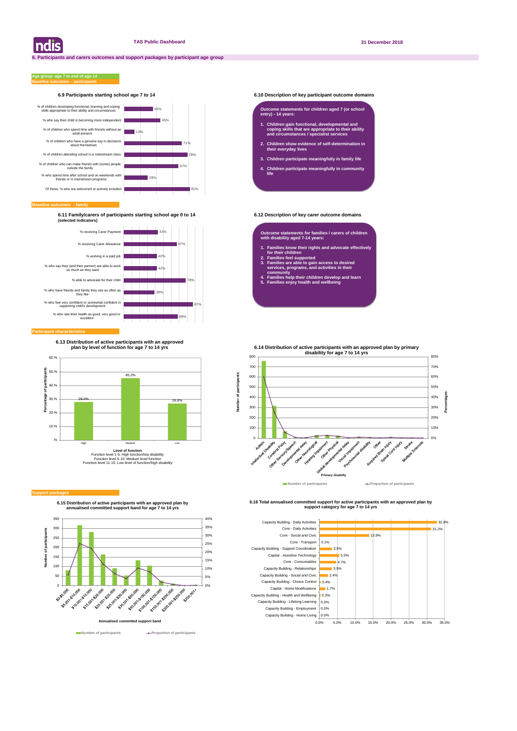# TAS Public Dashboard

31 December 2018

## 6. Participants and carers outcomes and support packages by participant age group

**Age group: age 7 to end of age 14**

**Baseline outcomes - participants**

### 6.9 Participants starting school age 7 to 14

| Indicator | % |
|---|---|
| % of children developing functional, learning and coping skills appropriate to their ability and circumstances | 36% |
| % who say their child is becoming more independent | 45% |
| % of children who spend time with friends without an adult present | 13% |
| % of children who have a genuine say in decisions about themselves | 71% |
| % of children attending school in a mainstream class | 78% |
| % of children who can make friends with (some) people outside the family | 67% |
| % who spend time after school and on weekends with friends or in mainstream programs | 29% |
| Of these, % who are welcomed or actively included | 81% |

### 6.10 Description of key participant outcome domains

**Outcome statements for children aged 7 (or school entry) - 14 years:**

1. Children gain functional, developmental and coping skills that are appropriate to their ability and circumstances / specialist services
2. Children show evidence of self-determination in their everyday lives
3. Children participate meaningfully in family life
4. Children participate meaningfully in community life

**Baseline outcomes - family**

### 6.11 Family/carers of participants starting school age 0 to 14 (selected indicators)

| Indicator | % |
|---|---|
| % receiving Carer Payment | 43% |
| % receiving Carer Allowance | 67% |
| % working in a paid job | 42% |
| % who say they (and their partner) are able to work as much as they want | 42% |
| % able to advocate for their child | 78% |
| % who have friends and family they see as often as they like | 39% |
| % who feel very confident or somewhat confident in supporting child's development | 87% |
| % who rate their health as good, very good or excellent | 68% |

### 6.12 Description of key carer outcome domains

**Outcome statements for families / carers of children with disability aged 7-14 years:**

1. Families know their rights and advocate effectively for their children
2. Families feel supported
3. Families are able to gain access to desired services, programs, and activities in their community
4. Families help their children develop and learn
5. Families enjoy health and wellbeing

**Participant characteristics**

### 6.13 Distribution of active participants with an approved plan by level of function for age 7 to 14 yrs

| Level of function | Percentage of participants |
|---|---|
| High | 28.0% |
| Medium | 45.2% |
| Low | 26.8% |

Level of function
Function level 1-5: High function/low disability
Function level 6-10: Medium level function
Function level 11-15: Low level of function/high disability

### 6.14 Distribution of active participants with an approved plan by primary disability for age 7 to 14 yrs

Primary disability: Autism, Intellectual Disability, Cerebral Palsy, Other Sensory/Speech, Developmental delay, Other Neurological, Hearing Impairment, Other Physical, Global developmental delay, Visual Impairment, Psychosocial disability, Other, Acquired Brain Injury, Spinal Cord Injury, Stroke, Multiple Sclerosis

Number of participants — Proportion of participants

**Support packages**

### 6.15 Distribution of active participants with an approved plan by annualised committed support band for age 7 to 14 yrs

Annualised committed support band: $0-$5,000; $5,001-$10,000; $10,001-$15,000; $15,001-$20,000; $20,001-$25,000; $25,001-$30,000; $30,001-$50,000; $50,001-$100,000; $100,001-$150,000; $150,001-$200,000; $200,001-$250,000; $250,001+

Number of participants — Proportion of participants

### 6.16 Total annualised committed support for active participants with an approved plan by support category for age 7 to 14 yrs

| Support category | % |
|---|---|
| Capacity Building - Daily Activities | 32.8% |
| Core - Daily Activities | 31.2% |
| Core - Social and Civic | 13.9% |
| Core - Transport | 0.1% |
| Capacity Building - Support Coordination | 3.5% |
| Capital - Assistive Technology | 5.5% |
| Core - Consumables | 4.7% |
| Capacity Building - Relationships | 3.5% |
| Capacity Building - Social and Civic | 2.4% |
| Capacity Building - Choice Control | 0.4% |
| Capital - Home Modifications | 1.7% |
| Capacity Building - Health and Wellbeing | 0.3% |
| Capacity Building - Lifelong Learning | 0.0% |
| Capacity Building - Employment | 0.0% |
| Capacity Building - Home Living | 0.0% |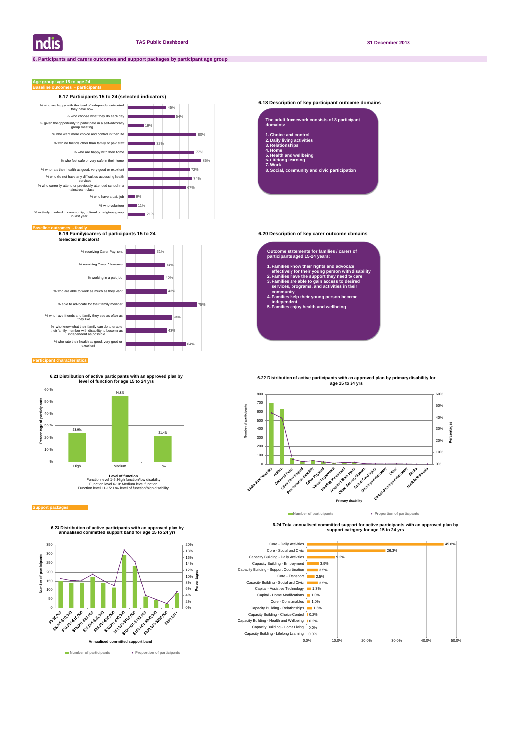TAS Public Dashboard

31 December 2018

## 6. Participants and carers outcomes and support packages by participant age group

**Age group: age 15 to age 24**

**Baseline outcomes - participants**

### 6.17 Participants 15 to 24 (selected indicators)

| Indicator | % |
|---|---|
| % who are happy with the level of independence/control they have now | 45% |
| % who choose what they do each day | 54% |
| % given the opportunity to participate in a self-advocacy group meeting | 19% |
| % who want more choice and control in their life | 80% |
| % with no friends other than family or paid staff | 32% |
| % who are happy with their home | 77% |
| % who feel safe or very safe in their home | 85% |
| % who rate their health as good, very good or excellent | 72% |
| % who did not have any difficulties accessing health services | 74% |
| % who currently attend or previously attended school in a mainstream class | 67% |
| % who have a paid job | 9% |
| % who volunteer | 11% |
| % actively involved in community, cultural or religious group in last year | 21% |

### 6.18 Description of key participant outcome domains

**The adult framework consists of 8 participant domains:**

1. Choice and control
2. Daily living activities
3. Relationships
4. Home
5. Health and wellbeing
6. Lifelong learning
7. Work
8. Social, community and civic participation

**Baseline outcomes - family**

### 6.19 Family/carers of participants 15 to 24 (selected indicators)

| Indicator | % |
|---|---|
| % receiving Carer Payment | 31% |
| % receiving Carer Allowance | 41% |
| % working in a paid job | 40% |
| % who are able to work as much as they want | 43% |
| % able to advocate for their family member | 75% |
| % who have friends and family they see as often as they like | 49% |
| % who know what their family can do to enable their family member with disability to become as independent as possible | 43% |
| % who rate their health as good, very good or excellent | 64% |

### 6.20 Description of key carer outcome domains

**Outcome statements for families / carers of participants aged 15-24 years:**

1. Families know their rights and advocate effectively for their young person with disability
2. Families have the support they need to care
3. Families are able to gain access to desired services, programs, and activities in their community
4. Families help their young person become independent
5. Families enjoy health and wellbeing

**Participant characteristics**

### 6.21 Distribution of active participants with an approved plan by level of function for age 15 to 24 yrs

| Level of function | Percentage of participants |
|---|---|
| High | 23.9% |
| Medium | 54.8% |
| Low | 21.4% |

Level of function
Function level 1-5: High function/low disability
Function level 6-10: Medium level function
Function level 11-15: Low level of function/high disability

### 6.22 Distribution of active participants with an approved plan by primary disability for age 15 to 24 yrs

Primary disability categories: Intellectual Disability, Autism, Cerebral Palsy, Other Neurological, Psychosocial disability, Other Physical, Visual Impairment, Hearing Impairment, Acquired Brain Injury, Other Sensory/Speech, Spinal Cord Injury, Developmental delay, Other, Global developmental delay, Stroke, Multiple Sclerosis

Legend: Number of participants; Proportion of participants

**Support packages**

### 6.23 Distribution of active participants with an approved plan by annualised committed support band for age 15 to 24 yrs

Annualised committed support bands: $0-$5,000, $5,001-$10,000, $10,001-$15,000, $15,001-$20,000, $20,001-$25,000, $25,001-$30,000, $30,001-$50,000, $50,001-$100,000, $100,001-$150,000, $150,001-$200,000, $200,001-$250,000, $250,001+

Legend: Number of participants; Proportion of participants

### 6.24 Total annualised committed support for active participants with an approved plan by support category for age 15 to 24 yrs

| Support category | % |
|---|---|
| Core - Daily Activities | 45.8% |
| Core - Social and Civic | 26.3% |
| Capacity Building - Daily Activities | 9.2% |
| Capacity Building - Employment | 3.9% |
| Capacity Building - Support Coordination | 3.5% |
| Core - Transport | 2.5% |
| Capacity Building - Social and Civic | 3.5% |
| Capital - Assistive Technology | 1.3% |
| Capital - Home Modifications | 1.0% |
| Core - Consumables | 1.0% |
| Capacity Building - Relationships | 1.6% |
| Capacity Building - Choice Control | 0.2% |
| Capacity Building - Health and Wellbeing | 0.2% |
| Capacity Building - Home Living | 0.0% |
| Capacity Building - Lifelong Learning | 0.0% |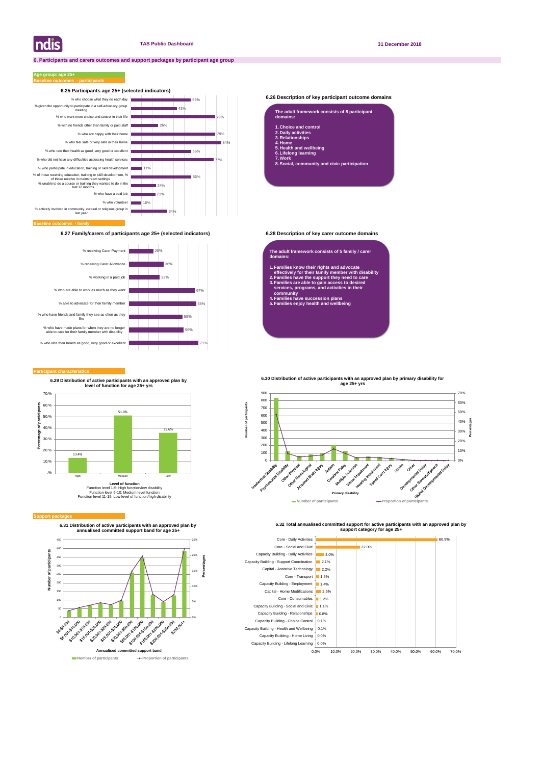TAS Public Dashboard

31 December 2018

## 6. Participants and carers outcomes and support packages by participant age group

**Age group: age 25+**

**Baseline outcomes - participants**

### 6.25 Participants age 25+ (selected indicators)

% who choose what they do each day 56%
% given the opportunity to participate in a self-advocacy group meeting 43%
% who want more choice and control in their life 79%
% with no friends other than family or paid staff 26%
% who are happy with their home 79%
% who feel safe or very safe in their home 84%
% who rate their health as good, very good or excellent 56%
% who did not have any difficulties accessing health services 77%
% who participate in education, training or skill development 11%
% of those receiving education, training or skill development, % of those receive in mainstream settings 56%
% unable to do a course or training they wanted to do in the last 12 months 24%
% who have a paid job 23%
% who volunteer 10%
% actively involved in community, cultural or religious group in last year 34%

### 6.26 Description of key participant outcome domains

**The adult framework consists of 8 participant domains:**

1. Choice and control
2. Daily activities
3. Relationships
4. Home
5. Health and wellbeing
6. Lifelong learning
7. Work
8. Social, community and civic participation

**Baseline outcomes - family**

### 6.27 Family/carers of participants age 25+ (selected indicators)

% receiving Carer Payment 25%
% receiving Carer Allowance 36%
% working in a paid job 32%
% who are able to work as much as they want 67%
% able to advocate for their family member 68%
% who have friends and family they see as often as they like 55%
% who have made plans for when they are no longer able to care for their family member with disability 56%
% who rate their health as good, very good or excellent 71%

### 6.28 Description of key carer outcome domains

**The adult framework consists of 5 family / carer domains:**

1. Families know their rights and advocate effectively for their family member with disability
2. Families have the support they need to care
3. Families are able to gain access to desired services, programs, and activities in their community
4. Families have succession plans
5. Families enjoy health and wellbeing

**Participant characteristics**

### 6.29 Distribution of active participants with an approved plan by level of function for age 25+ yrs

Percentage of participants
70.% 60.0% 50.0% 40.0% 30.0% 20.0% 10.0% .%
High 13.4%
Medium 51.0%
Low 35.6%

Level of function
Function level 1-5: High function/low disability
Function level 6-10: Medium level function
Function level 11-15: Low level of function/high disability

### 6.30 Distribution of active participants with an approved plan by primary disability for age 25+ yrs

Number of participants: 0 100 200 300 400 500 600 700 800 900
Percentages: 0% 10% 20% 30% 40% 50% 60% 70%

Primary disability: Intellectual Disability, Psychosocial Disability, Other Physical, Other Neurological, Acquired Brain Injury, Autism, Cerebral Palsy, Multiple Sclerosis, Visual Impairment, Hearing Impairment, Spinal Cord Injury, Stroke, Other, Developmental Delay, Other Sensory/Speech, Global Developmental Delay

Number of participants — Proportion of participants

**Support packages**

### 6.31 Distribution of active participants with an approved plan by annualised committed support band for age 25+

Number of participants: 0 50 100 150 200 250 300 350 400 450
Percentages: 0% 5% 10% 15% 20% 25%

Annualised committed support band: $0-$5,000, $5,001-$10,000, $10,001-$15,000, $15,001-$20,000, $20,001-$25,000, $25,001-$30,000, $30,001-$50,000, $50,001-$100,000, $100,001-$150,000, $150,001-$200,000, $200,001-$250,000, $250,001+

Number of participants — Proportion of participants

### 6.32 Total annualised committed support for active participants with an approved plan by support category for age 25+

Core - Daily Activities 60.9%
Core - Social and Civic 22.0%
Capacity Building - Daily Activities 4.0%
Capacity Building - Support Coordination 2.1%
Capital - Assistive Technology 2.2%
Core - Transport 1.5%
Capacity Building - Employment 1.4%
Capital - Home Modifications 2.5%
Core - Consumables 1.2%
Capacity Building - Social and Civic 1.1%
Capacity Building - Relationships 0.8%
Capacity Building - Choice Control 0.1%
Capacity Building - Health and Wellbeing 0.1%
Capacity Building - Home Living 0.0%
Capacity Building - Lifelong Learning 0.0%

0.0% 10.0% 20.0% 30.0% 40.0% 50.0% 60.0% 70.0%